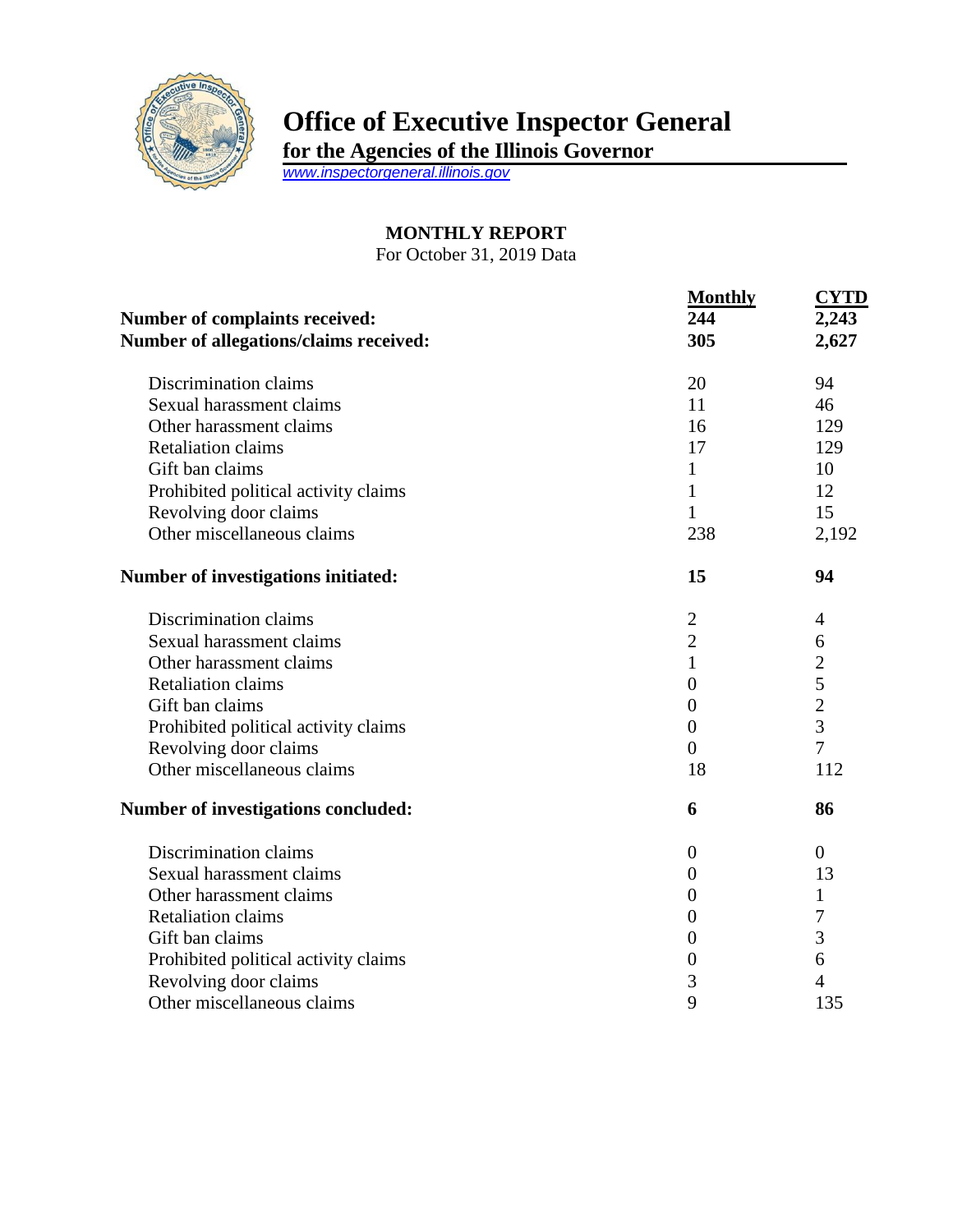# Office of Executive Inspector General

**for the Agencies of the Illinois Governor**

www.inspectorgeneral.illinois.gov

## MONTHLY REPORT

For October 31, 2019 Data

| | Monthly | CYTD |
|---|---|---|
| **Number of complaints received:** | **244** | **2,243** |
| **Number of allegations/claims received:** | **305** | **2,627** |
| Discrimination claims | 20 | 94 |
| Sexual harassment claims | 11 | 46 |
| Other harassment claims | 16 | 129 |
| Retaliation claims | 17 | 129 |
| Gift ban claims | 1 | 10 |
| Prohibited political activity claims | 1 | 12 |
| Revolving door claims | 1 | 15 |
| Other miscellaneous claims | 238 | 2,192 |
| **Number of investigations initiated:** | **15** | **94** |
| Discrimination claims | 2 | 4 |
| Sexual harassment claims | 2 | 6 |
| Other harassment claims | 1 | 2 |
| Retaliation claims | 0 | 5 |
| Gift ban claims | 0 | 2 |
| Prohibited political activity claims | 0 | 3 |
| Revolving door claims | 0 | 7 |
| Other miscellaneous claims | 18 | 112 |
| **Number of investigations concluded:** | **6** | **86** |
| Discrimination claims | 0 | 0 |
| Sexual harassment claims | 0 | 13 |
| Other harassment claims | 0 | 1 |
| Retaliation claims | 0 | 7 |
| Gift ban claims | 0 | 3 |
| Prohibited political activity claims | 0 | 6 |
| Revolving door claims | 3 | 4 |
| Other miscellaneous claims | 9 | 135 |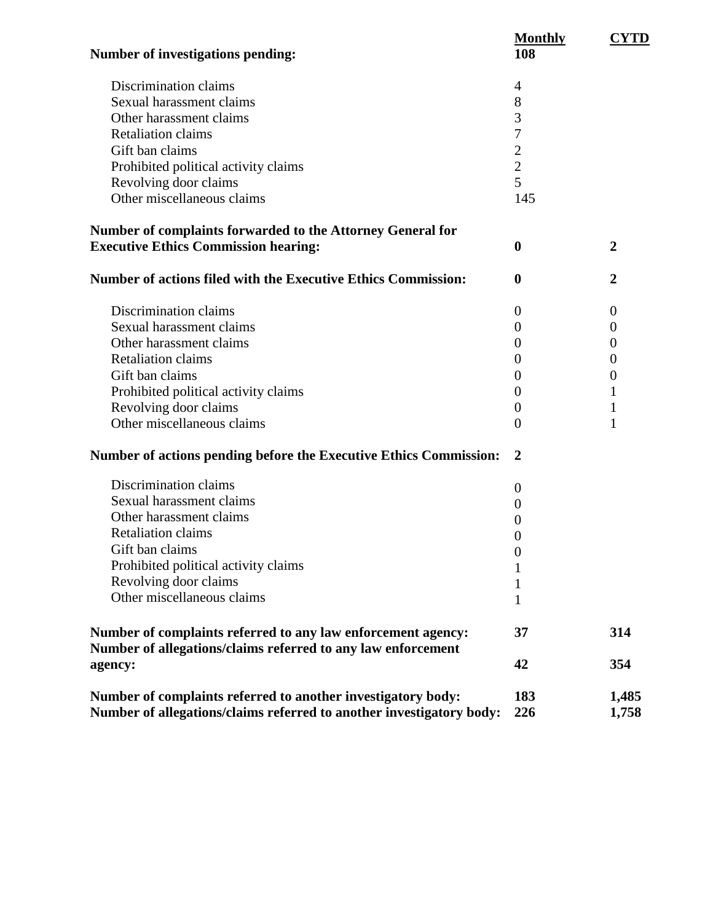| | Monthly | CYTD |
|---|---|---|
| **Number of investigations pending:** | **108** | |
| Discrimination claims | 4 | |
| Sexual harassment claims | 8 | |
| Other harassment claims | 3 | |
| Retaliation claims | 7 | |
| Gift ban claims | 2 | |
| Prohibited political activity claims | 2 | |
| Revolving door claims | 5 | |
| Other miscellaneous claims | 145 | |
| **Number of complaints forwarded to the Attorney General for Executive Ethics Commission hearing:** | **0** | **2** |
| **Number of actions filed with the Executive Ethics Commission:** | **0** | **2** |
| Discrimination claims | 0 | 0 |
| Sexual harassment claims | 0 | 0 |
| Other harassment claims | 0 | 0 |
| Retaliation claims | 0 | 0 |
| Gift ban claims | 0 | 0 |
| Prohibited political activity claims | 0 | 1 |
| Revolving door claims | 0 | 1 |
| Other miscellaneous claims | 0 | 1 |
| **Number of actions pending before the Executive Ethics Commission:** | **2** | |
| Discrimination claims | 0 | |
| Sexual harassment claims | 0 | |
| Other harassment claims | 0 | |
| Retaliation claims | 0 | |
| Gift ban claims | 0 | |
| Prohibited political activity claims | 1 | |
| Revolving door claims | 1 | |
| Other miscellaneous claims | 1 | |
| **Number of complaints referred to any law enforcement agency:** | **37** | **314** |
| **Number of allegations/claims referred to any law enforcement agency:** | **42** | **354** |
| **Number of complaints referred to another investigatory body:** | **183** | **1,485** |
| **Number of allegations/claims referred to another investigatory body:** | **226** | **1,758** |